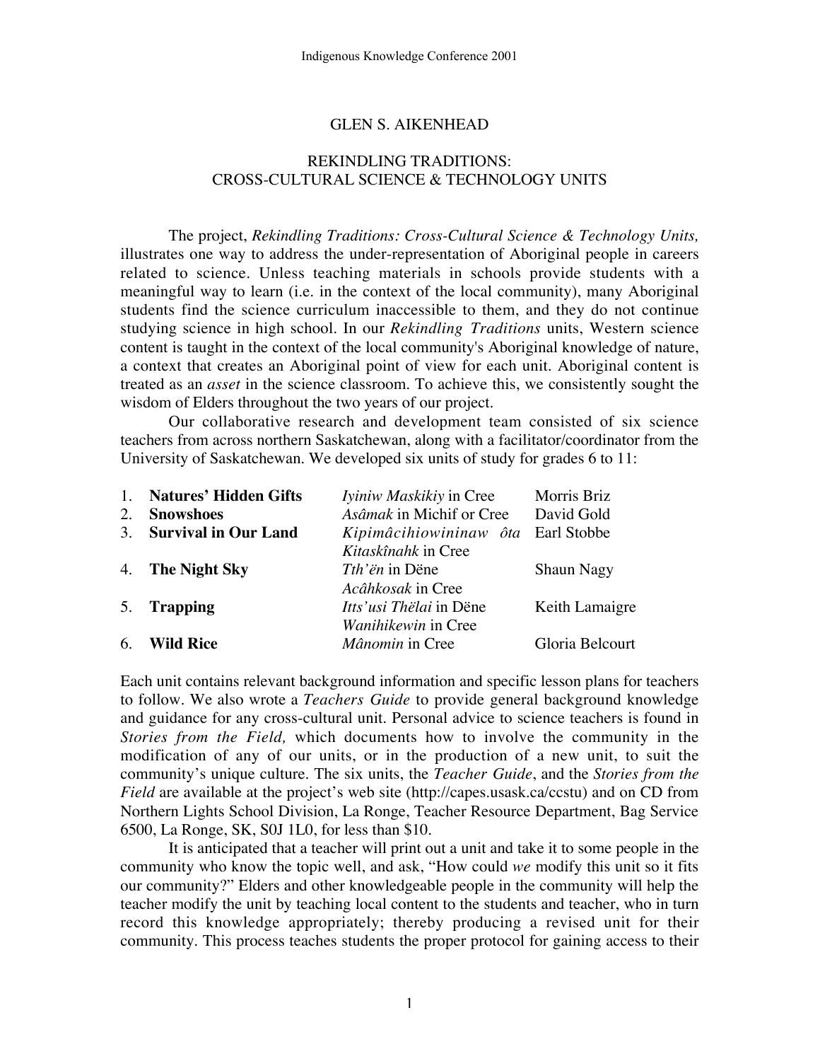GLEN S. AIKENHEAD

# REKINDLING TRADITIONS: CROSS-CULTURAL SCIENCE & TECHNOLOGY UNITS

The project, *Rekindling Traditions: Cross-Cultural Science & Technology Units,* illustrates one way to address the under-representation of Aboriginal people in careers related to science. Unless teaching materials in schools provide students with a meaningful way to learn (i.e. in the context of the local community), many Aboriginal students find the science curriculum inaccessible to them, and they do not continue studying science in high school. In our *Rekindling Traditions* units, Western science content is taught in the context of the local community's Aboriginal knowledge of nature, a context that creates an Aboriginal point of view for each unit. Aboriginal content is treated as an *asset* in the science classroom. To achieve this, we consistently sought the wisdom of Elders throughout the two years of our project.

Our collaborative research and development team consisted of six science teachers from across northern Saskatchewan, along with a facilitator/coordinator from the University of Saskatchewan. We developed six units of study for grades 6 to 11:

| | Unit | Name | Teacher |
|---|---|---|---|
| 1. | **Natures' Hidden Gifts** | *Iyiniw Maskikiy* in Cree | Morris Briz |
| 2. | **Snowshoes** | *Asâmak* in Michif or Cree | David Gold |
| 3. | **Survival in Our Land** | *Kipimâcihiowininaw ôta Kitaskînahk* in Cree | Earl Stobbe |
| 4. | **The Night Sky** | *Tth'ën* in Dëne<br>*Acâhkosak* in Cree | Shaun Nagy |
| 5. | **Trapping** | *Itts'usi Thëlai* in Dëne<br>*Wanihikewin* in Cree | Keith Lamaigre |
| 6. | **Wild Rice** | *Mânomin* in Cree | Gloria Belcourt |

Each unit contains relevant background information and specific lesson plans for teachers to follow. We also wrote a *Teachers Guide* to provide general background knowledge and guidance for any cross-cultural unit. Personal advice to science teachers is found in *Stories from the Field,* which documents how to involve the community in the modification of any of our units, or in the production of a new unit, to suit the community's unique culture. The six units, the *Teacher Guide*, and the *Stories from the Field* are available at the project's web site (http://capes.usask.ca/ccstu) and on CD from Northern Lights School Division, La Ronge, Teacher Resource Department, Bag Service 6500, La Ronge, SK, S0J 1L0, for less than $10.

It is anticipated that a teacher will print out a unit and take it to some people in the community who know the topic well, and ask, "How could *we* modify this unit so it fits our community?" Elders and other knowledgeable people in the community will help the teacher modify the unit by teaching local content to the students and teacher, who in turn record this knowledge appropriately; thereby producing a revised unit for their community. This process teaches students the proper protocol for gaining access to their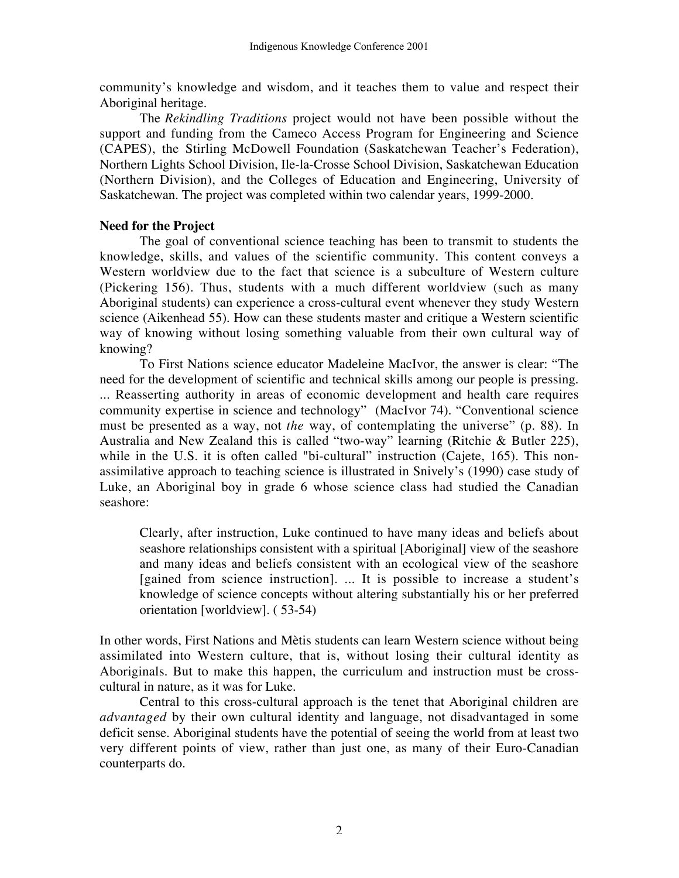community's knowledge and wisdom, and it teaches them to value and respect their Aboriginal heritage.

The *Rekindling Traditions* project would not have been possible without the support and funding from the Cameco Access Program for Engineering and Science (CAPES), the Stirling McDowell Foundation (Saskatchewan Teacher's Federation), Northern Lights School Division, Ile-la-Crosse School Division, Saskatchewan Education (Northern Division), and the Colleges of Education and Engineering, University of Saskatchewan. The project was completed within two calendar years, 1999-2000.

**Need for the Project**

The goal of conventional science teaching has been to transmit to students the knowledge, skills, and values of the scientific community. This content conveys a Western worldview due to the fact that science is a subculture of Western culture (Pickering 156). Thus, students with a much different worldview (such as many Aboriginal students) can experience a cross-cultural event whenever they study Western science (Aikenhead 55). How can these students master and critique a Western scientific way of knowing without losing something valuable from their own cultural way of knowing?

To First Nations science educator Madeleine MacIvor, the answer is clear: "The need for the development of scientific and technical skills among our people is pressing. ... Reasserting authority in areas of economic development and health care requires community expertise in science and technology" (MacIvor 74). "Conventional science must be presented as a way, not *the* way, of contemplating the universe" (p. 88). In Australia and New Zealand this is called "two-way" learning (Ritchie & Butler 225), while in the U.S. it is often called "bi-cultural" instruction (Cajete, 165). This non-assimilative approach to teaching science is illustrated in Snively's (1990) case study of Luke, an Aboriginal boy in grade 6 whose science class had studied the Canadian seashore:

> Clearly, after instruction, Luke continued to have many ideas and beliefs about seashore relationships consistent with a spiritual [Aboriginal] view of the seashore and many ideas and beliefs consistent with an ecological view of the seashore [gained from science instruction]. ... It is possible to increase a student's knowledge of science concepts without altering substantially his or her preferred orientation [worldview]. ( 53-54)

In other words, First Nations and Mètis students can learn Western science without being assimilated into Western culture, that is, without losing their cultural identity as Aboriginals. But to make this happen, the curriculum and instruction must be cross-cultural in nature, as it was for Luke.

Central to this cross-cultural approach is the tenet that Aboriginal children are *advantaged* by their own cultural identity and language, not disadvantaged in some deficit sense. Aboriginal students have the potential of seeing the world from at least two very different points of view, rather than just one, as many of their Euro-Canadian counterparts do.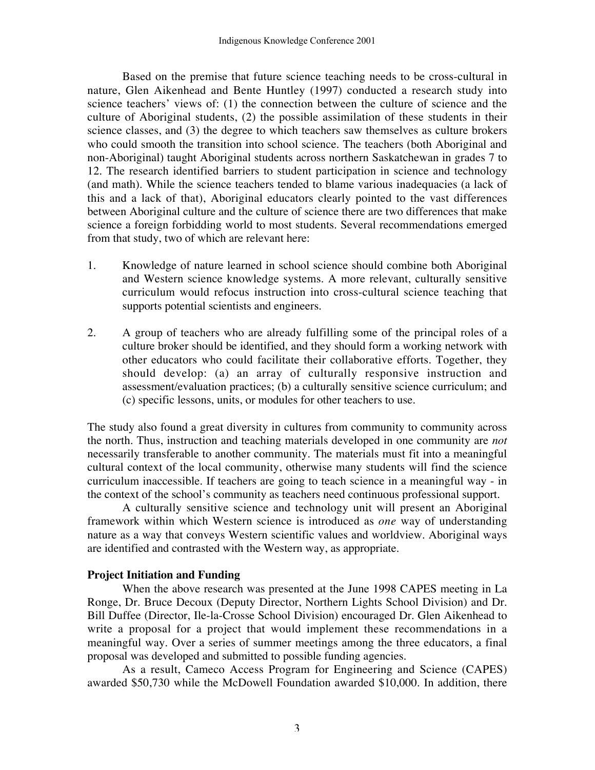Based on the premise that future science teaching needs to be cross-cultural in nature, Glen Aikenhead and Bente Huntley (1997) conducted a research study into science teachers' views of: (1) the connection between the culture of science and the culture of Aboriginal students, (2) the possible assimilation of these students in their science classes, and (3) the degree to which teachers saw themselves as culture brokers who could smooth the transition into school science. The teachers (both Aboriginal and non-Aboriginal) taught Aboriginal students across northern Saskatchewan in grades 7 to 12. The research identified barriers to student participation in science and technology (and math). While the science teachers tended to blame various inadequacies (a lack of this and a lack of that), Aboriginal educators clearly pointed to the vast differences between Aboriginal culture and the culture of science there are two differences that make science a foreign forbidding world to most students. Several recommendations emerged from that study, two of which are relevant here:

1. Knowledge of nature learned in school science should combine both Aboriginal and Western science knowledge systems. A more relevant, culturally sensitive curriculum would refocus instruction into cross-cultural science teaching that supports potential scientists and engineers.

2. A group of teachers who are already fulfilling some of the principal roles of a culture broker should be identified, and they should form a working network with other educators who could facilitate their collaborative efforts. Together, they should develop: (a) an array of culturally responsive instruction and assessment/evaluation practices; (b) a culturally sensitive science curriculum; and (c) specific lessons, units, or modules for other teachers to use.

The study also found a great diversity in cultures from community to community across the north. Thus, instruction and teaching materials developed in one community are *not* necessarily transferable to another community. The materials must fit into a meaningful cultural context of the local community, otherwise many students will find the science curriculum inaccessible. If teachers are going to teach science in a meaningful way - in the context of the school's community as teachers need continuous professional support.

A culturally sensitive science and technology unit will present an Aboriginal framework within which Western science is introduced as *one* way of understanding nature as a way that conveys Western scientific values and worldview. Aboriginal ways are identified and contrasted with the Western way, as appropriate.

**Project Initiation and Funding**

When the above research was presented at the June 1998 CAPES meeting in La Ronge, Dr. Bruce Decoux (Deputy Director, Northern Lights School Division) and Dr. Bill Duffee (Director, Ile-la-Crosse School Division) encouraged Dr. Glen Aikenhead to write a proposal for a project that would implement these recommendations in a meaningful way. Over a series of summer meetings among the three educators, a final proposal was developed and submitted to possible funding agencies.

As a result, Cameco Access Program for Engineering and Science (CAPES) awarded $50,730 while the McDowell Foundation awarded $10,000. In addition, there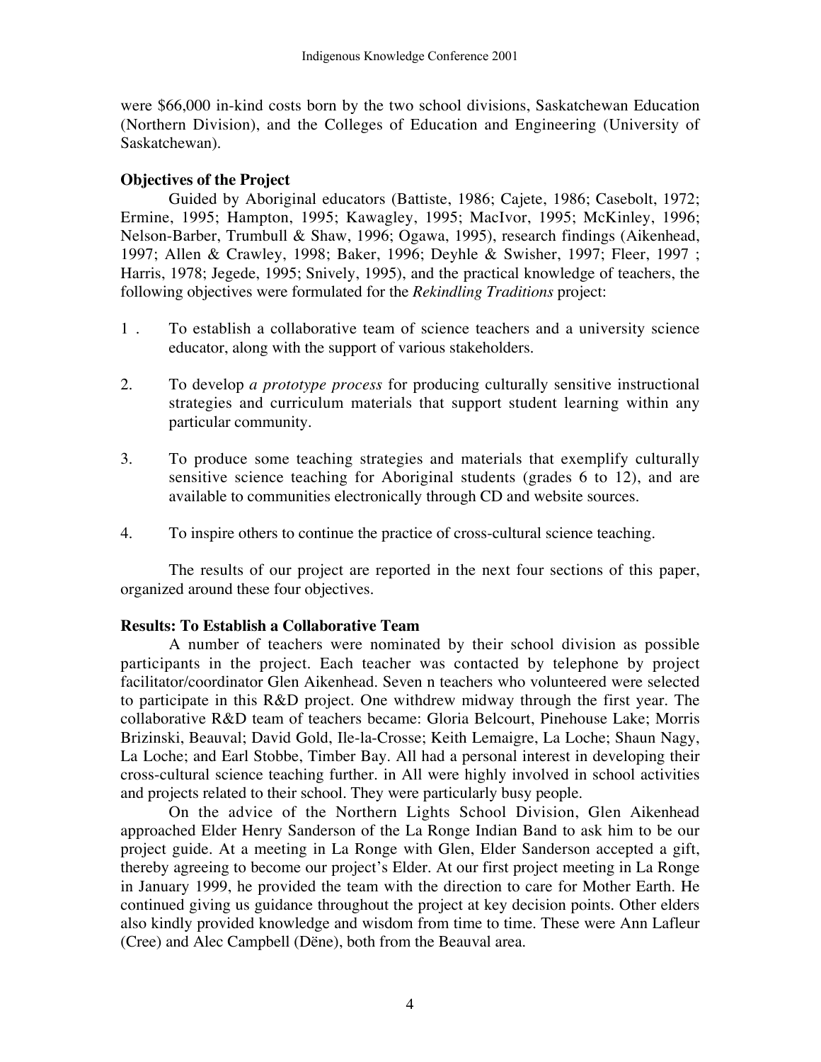were $66,000 in-kind costs born by the two school divisions, Saskatchewan Education (Northern Division), and the Colleges of Education and Engineering (University of Saskatchewan).

### Objectives of the Project

Guided by Aboriginal educators (Battiste, 1986; Cajete, 1986; Casebolt, 1972; Ermine, 1995; Hampton, 1995; Kawagley, 1995; MacIvor, 1995; McKinley, 1996; Nelson-Barber, Trumbull & Shaw, 1996; Ogawa, 1995), research findings (Aikenhead, 1997; Allen & Crawley, 1998; Baker, 1996; Deyhle & Swisher, 1997; Fleer, 1997 ; Harris, 1978; Jegede, 1995; Snively, 1995), and the practical knowledge of teachers, the following objectives were formulated for the *Rekindling Traditions* project:

1 . To establish a collaborative team of science teachers and a university science educator, along with the support of various stakeholders.

2. To develop *a prototype process* for producing culturally sensitive instructional strategies and curriculum materials that support student learning within any particular community.

3. To produce some teaching strategies and materials that exemplify culturally sensitive science teaching for Aboriginal students (grades 6 to 12), and are available to communities electronically through CD and website sources.

4. To inspire others to continue the practice of cross-cultural science teaching.

The results of our project are reported in the next four sections of this paper, organized around these four objectives.

### Results: To Establish a Collaborative Team

A number of teachers were nominated by their school division as possible participants in the project. Each teacher was contacted by telephone by project facilitator/coordinator Glen Aikenhead. Seven n teachers who volunteered were selected to participate in this R&D project. One withdrew midway through the first year. The collaborative R&D team of teachers became: Gloria Belcourt, Pinehouse Lake; Morris Brizinski, Beauval; David Gold, Ile-la-Crosse; Keith Lemaigre, La Loche; Shaun Nagy, La Loche; and Earl Stobbe, Timber Bay. All had a personal interest in developing their cross-cultural science teaching further. in All were highly involved in school activities and projects related to their school. They were particularly busy people.

On the advice of the Northern Lights School Division, Glen Aikenhead approached Elder Henry Sanderson of the La Ronge Indian Band to ask him to be our project guide. At a meeting in La Ronge with Glen, Elder Sanderson accepted a gift, thereby agreeing to become our project's Elder. At our first project meeting in La Ronge in January 1999, he provided the team with the direction to care for Mother Earth. He continued giving us guidance throughout the project at key decision points. Other elders also kindly provided knowledge and wisdom from time to time. These were Ann Lafleur (Cree) and Alec Campbell (Dëne), both from the Beauval area.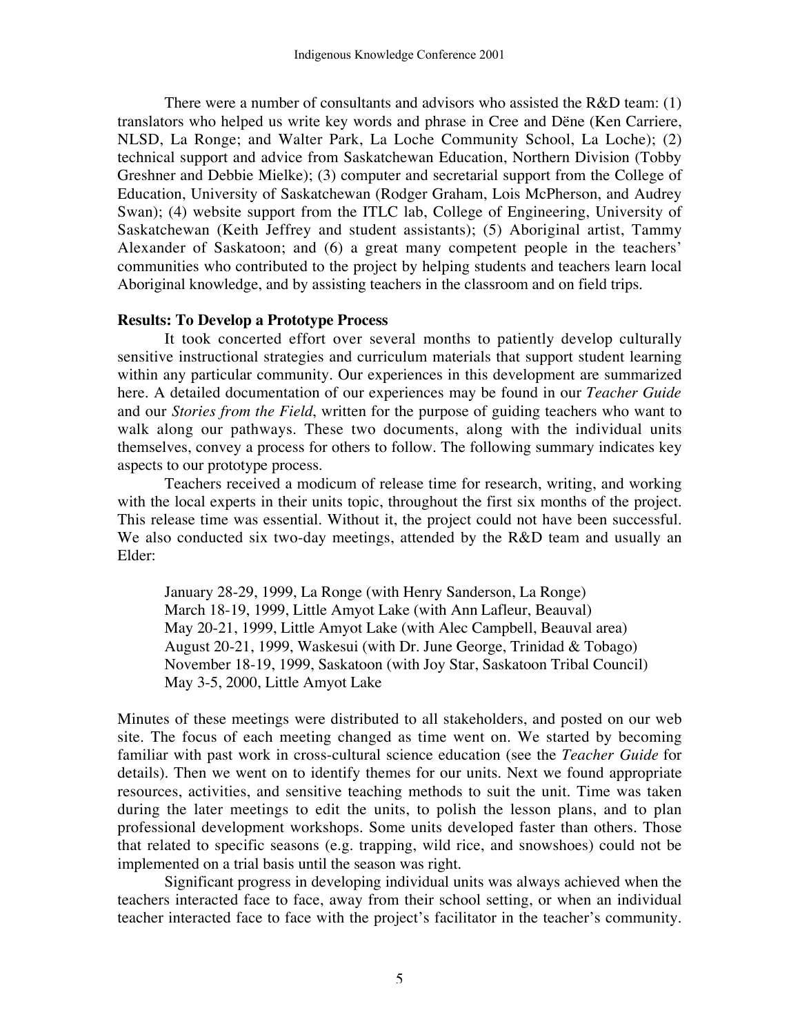There were a number of consultants and advisors who assisted the R&D team: (1) translators who helped us write key words and phrase in Cree and Dëne (Ken Carriere, NLSD, La Ronge; and Walter Park, La Loche Community School, La Loche); (2) technical support and advice from Saskatchewan Education, Northern Division (Tobby Greshner and Debbie Mielke); (3) computer and secretarial support from the College of Education, University of Saskatchewan (Rodger Graham, Lois McPherson, and Audrey Swan); (4) website support from the ITLC lab, College of Engineering, University of Saskatchewan (Keith Jeffrey and student assistants); (5) Aboriginal artist, Tammy Alexander of Saskatoon; and (6) a great many competent people in the teachers' communities who contributed to the project by helping students and teachers learn local Aboriginal knowledge, and by assisting teachers in the classroom and on field trips.

**Results: To Develop a Prototype Process**

It took concerted effort over several months to patiently develop culturally sensitive instructional strategies and curriculum materials that support student learning within any particular community. Our experiences in this development are summarized here. A detailed documentation of our experiences may be found in our *Teacher Guide* and our *Stories from the Field*, written for the purpose of guiding teachers who want to walk along our pathways. These two documents, along with the individual units themselves, convey a process for others to follow. The following summary indicates key aspects to our prototype process.

Teachers received a modicum of release time for research, writing, and working with the local experts in their units topic, throughout the first six months of the project. This release time was essential. Without it, the project could not have been successful. We also conducted six two-day meetings, attended by the R&D team and usually an Elder:

January 28-29, 1999, La Ronge (with Henry Sanderson, La Ronge)
March 18-19, 1999, Little Amyot Lake (with Ann Lafleur, Beauval)
May 20-21, 1999, Little Amyot Lake (with Alec Campbell, Beauval area)
August 20-21, 1999, Waskesui (with Dr. June George, Trinidad & Tobago)
November 18-19, 1999, Saskatoon (with Joy Star, Saskatoon Tribal Council)
May 3-5, 2000, Little Amyot Lake

Minutes of these meetings were distributed to all stakeholders, and posted on our web site. The focus of each meeting changed as time went on. We started by becoming familiar with past work in cross-cultural science education (see the *Teacher Guide* for details). Then we went on to identify themes for our units. Next we found appropriate resources, activities, and sensitive teaching methods to suit the unit. Time was taken during the later meetings to edit the units, to polish the lesson plans, and to plan professional development workshops. Some units developed faster than others. Those that related to specific seasons (e.g. trapping, wild rice, and snowshoes) could not be implemented on a trial basis until the season was right.

Significant progress in developing individual units was always achieved when the teachers interacted face to face, away from their school setting, or when an individual teacher interacted face to face with the project's facilitator in the teacher's community.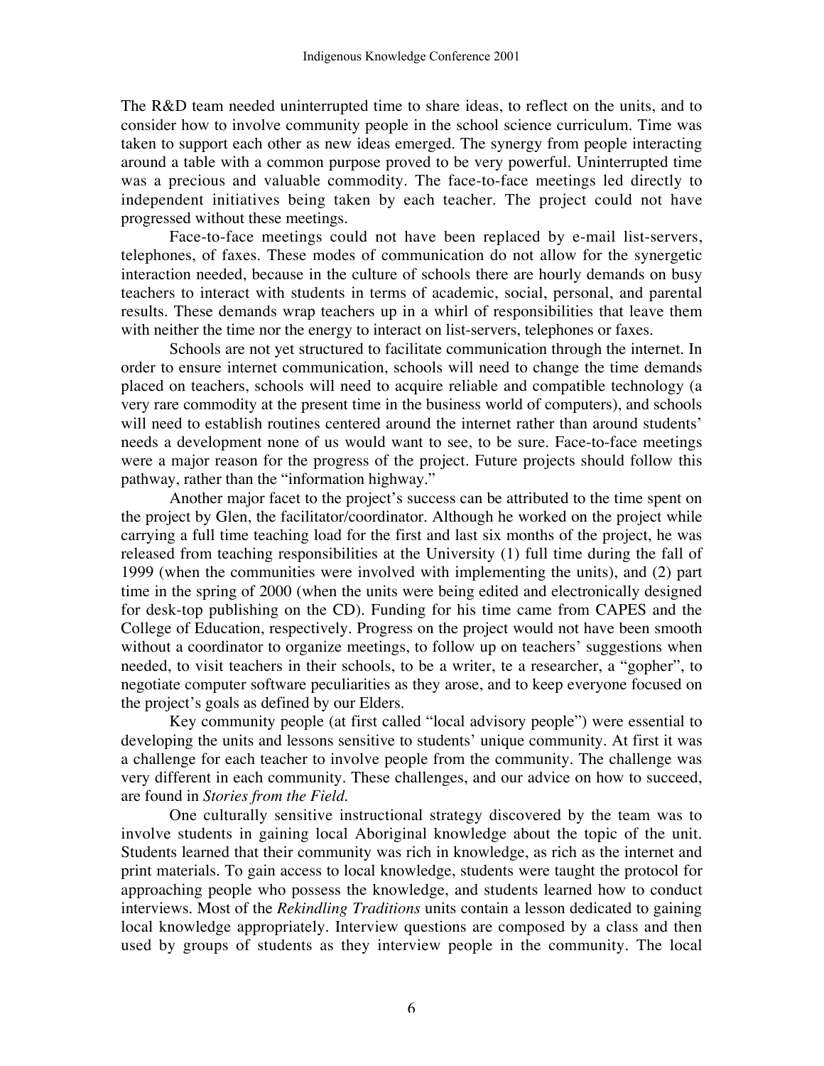The R&D team needed uninterrupted time to share ideas, to reflect on the units, and to consider how to involve community people in the school science curriculum. Time was taken to support each other as new ideas emerged. The synergy from people interacting around a table with a common purpose proved to be very powerful. Uninterrupted time was a precious and valuable commodity. The face-to-face meetings led directly to independent initiatives being taken by each teacher. The project could not have progressed without these meetings.

Face-to-face meetings could not have been replaced by e-mail list-servers, telephones, of faxes. These modes of communication do not allow for the synergetic interaction needed, because in the culture of schools there are hourly demands on busy teachers to interact with students in terms of academic, social, personal, and parental results. These demands wrap teachers up in a whirl of responsibilities that leave them with neither the time nor the energy to interact on list-servers, telephones or faxes.

Schools are not yet structured to facilitate communication through the internet. In order to ensure internet communication, schools will need to change the time demands placed on teachers, schools will need to acquire reliable and compatible technology (a very rare commodity at the present time in the business world of computers), and schools will need to establish routines centered around the internet rather than around students' needs a development none of us would want to see, to be sure. Face-to-face meetings were a major reason for the progress of the project. Future projects should follow this pathway, rather than the "information highway."

Another major facet to the project's success can be attributed to the time spent on the project by Glen, the facilitator/coordinator. Although he worked on the project while carrying a full time teaching load for the first and last six months of the project, he was released from teaching responsibilities at the University (1) full time during the fall of 1999 (when the communities were involved with implementing the units), and (2) part time in the spring of 2000 (when the units were being edited and electronically designed for desk-top publishing on the CD). Funding for his time came from CAPES and the College of Education, respectively. Progress on the project would not have been smooth without a coordinator to organize meetings, to follow up on teachers' suggestions when needed, to visit teachers in their schools, to be a writer, te a researcher, a "gopher", to negotiate computer software peculiarities as they arose, and to keep everyone focused on the project's goals as defined by our Elders.

Key community people (at first called "local advisory people") were essential to developing the units and lessons sensitive to students' unique community. At first it was a challenge for each teacher to involve people from the community. The challenge was very different in each community. These challenges, and our advice on how to succeed, are found in *Stories from the Field.*

One culturally sensitive instructional strategy discovered by the team was to involve students in gaining local Aboriginal knowledge about the topic of the unit. Students learned that their community was rich in knowledge, as rich as the internet and print materials. To gain access to local knowledge, students were taught the protocol for approaching people who possess the knowledge, and students learned how to conduct interviews. Most of the *Rekindling Traditions* units contain a lesson dedicated to gaining local knowledge appropriately. Interview questions are composed by a class and then used by groups of students as they interview people in the community. The local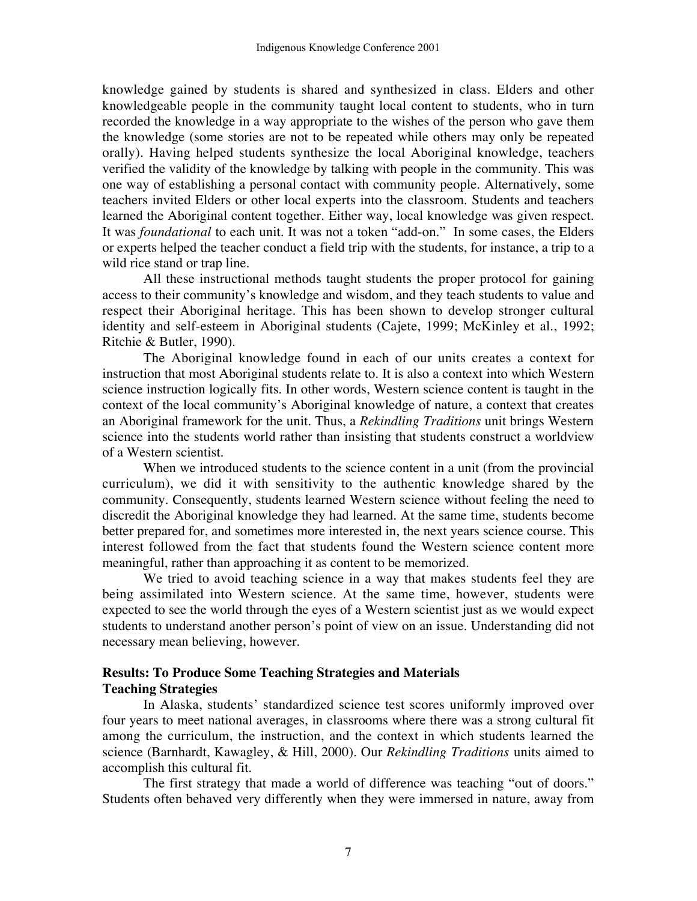knowledge gained by students is shared and synthesized in class. Elders and other knowledgeable people in the community taught local content to students, who in turn recorded the knowledge in a way appropriate to the wishes of the person who gave them the knowledge (some stories are not to be repeated while others may only be repeated orally). Having helped students synthesize the local Aboriginal knowledge, teachers verified the validity of the knowledge by talking with people in the community. This was one way of establishing a personal contact with community people. Alternatively, some teachers invited Elders or other local experts into the classroom. Students and teachers learned the Aboriginal content together. Either way, local knowledge was given respect. It was *foundational* to each unit. It was not a token "add-on." In some cases, the Elders or experts helped the teacher conduct a field trip with the students, for instance, a trip to a wild rice stand or trap line.

All these instructional methods taught students the proper protocol for gaining access to their community's knowledge and wisdom, and they teach students to value and respect their Aboriginal heritage. This has been shown to develop stronger cultural identity and self-esteem in Aboriginal students (Cajete, 1999; McKinley et al., 1992; Ritchie & Butler, 1990).

The Aboriginal knowledge found in each of our units creates a context for instruction that most Aboriginal students relate to. It is also a context into which Western science instruction logically fits. In other words, Western science content is taught in the context of the local community's Aboriginal knowledge of nature, a context that creates an Aboriginal framework for the unit. Thus, a *Rekindling Traditions* unit brings Western science into the students world rather than insisting that students construct a worldview of a Western scientist.

When we introduced students to the science content in a unit (from the provincial curriculum), we did it with sensitivity to the authentic knowledge shared by the community. Consequently, students learned Western science without feeling the need to discredit the Aboriginal knowledge they had learned. At the same time, students become better prepared for, and sometimes more interested in, the next years science course. This interest followed from the fact that students found the Western science content more meaningful, rather than approaching it as content to be memorized.

We tried to avoid teaching science in a way that makes students feel they are being assimilated into Western science. At the same time, however, students were expected to see the world through the eyes of a Western scientist just as we would expect students to understand another person's point of view on an issue. Understanding did not necessary mean believing, however.

## Results: To Produce Some Teaching Strategies and Materials

### Teaching Strategies

In Alaska, students' standardized science test scores uniformly improved over four years to meet national averages, in classrooms where there was a strong cultural fit among the curriculum, the instruction, and the context in which students learned the science (Barnhardt, Kawagley, & Hill, 2000). Our *Rekindling Traditions* units aimed to accomplish this cultural fit.

The first strategy that made a world of difference was teaching "out of doors." Students often behaved very differently when they were immersed in nature, away from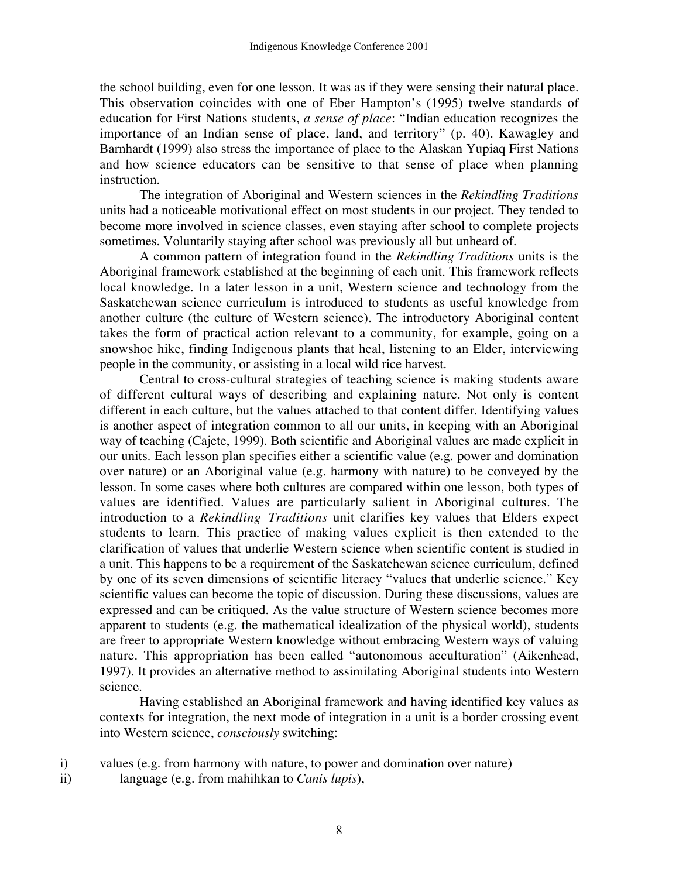the school building, even for one lesson. It was as if they were sensing their natural place. This observation coincides with one of Eber Hampton's (1995) twelve standards of education for First Nations students, *a sense of place*: "Indian education recognizes the importance of an Indian sense of place, land, and territory" (p. 40). Kawagley and Barnhardt (1999) also stress the importance of place to the Alaskan Yupiaq First Nations and how science educators can be sensitive to that sense of place when planning instruction.

The integration of Aboriginal and Western sciences in the *Rekindling Traditions* units had a noticeable motivational effect on most students in our project. They tended to become more involved in science classes, even staying after school to complete projects sometimes. Voluntarily staying after school was previously all but unheard of.

A common pattern of integration found in the *Rekindling Traditions* units is the Aboriginal framework established at the beginning of each unit. This framework reflects local knowledge. In a later lesson in a unit, Western science and technology from the Saskatchewan science curriculum is introduced to students as useful knowledge from another culture (the culture of Western science). The introductory Aboriginal content takes the form of practical action relevant to a community, for example, going on a snowshoe hike, finding Indigenous plants that heal, listening to an Elder, interviewing people in the community, or assisting in a local wild rice harvest.

Central to cross-cultural strategies of teaching science is making students aware of different cultural ways of describing and explaining nature. Not only is content different in each culture, but the values attached to that content differ. Identifying values is another aspect of integration common to all our units, in keeping with an Aboriginal way of teaching (Cajete, 1999). Both scientific and Aboriginal values are made explicit in our units. Each lesson plan specifies either a scientific value (e.g. power and domination over nature) or an Aboriginal value (e.g. harmony with nature) to be conveyed by the lesson. In some cases where both cultures are compared within one lesson, both types of values are identified. Values are particularly salient in Aboriginal cultures. The introduction to a *Rekindling Traditions* unit clarifies key values that Elders expect students to learn. This practice of making values explicit is then extended to the clarification of values that underlie Western science when scientific content is studied in a unit. This happens to be a requirement of the Saskatchewan science curriculum, defined by one of its seven dimensions of scientific literacy "values that underlie science." Key scientific values can become the topic of discussion. During these discussions, values are expressed and can be critiqued. As the value structure of Western science becomes more apparent to students (e.g. the mathematical idealization of the physical world), students are freer to appropriate Western knowledge without embracing Western ways of valuing nature. This appropriation has been called "autonomous acculturation" (Aikenhead, 1997). It provides an alternative method to assimilating Aboriginal students into Western science.

Having established an Aboriginal framework and having identified key values as contexts for integration, the next mode of integration in a unit is a border crossing event into Western science, *consciously* switching:

i) values (e.g. from harmony with nature, to power and domination over nature)
ii) language (e.g. from mahihkan to *Canis lupis*),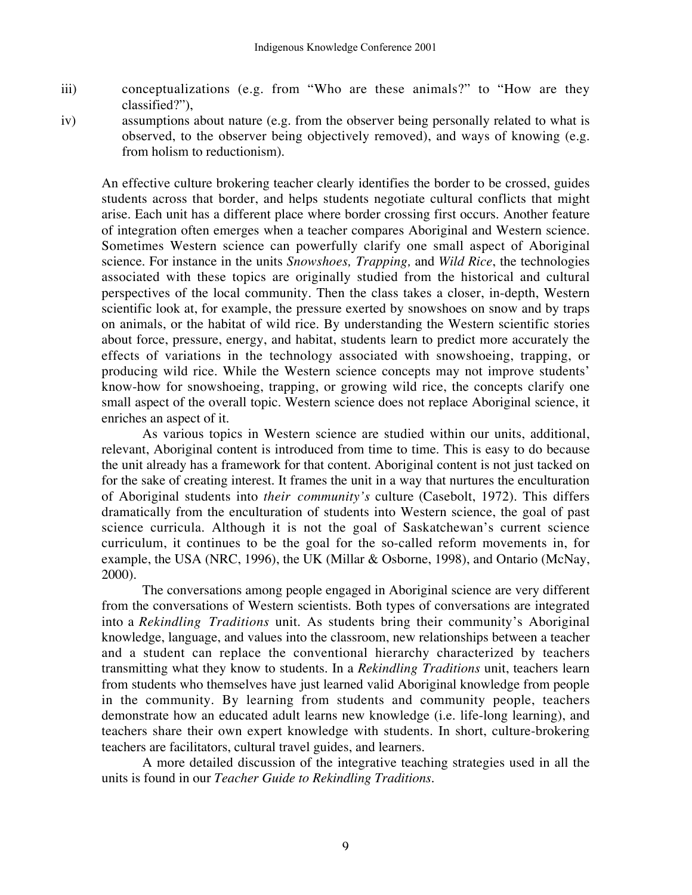iii) conceptualizations (e.g. from "Who are these animals?" to "How are they classified?"),

iv) assumptions about nature (e.g. from the observer being personally related to what is observed, to the observer being objectively removed), and ways of knowing (e.g. from holism to reductionism).

An effective culture brokering teacher clearly identifies the border to be crossed, guides students across that border, and helps students negotiate cultural conflicts that might arise. Each unit has a different place where border crossing first occurs. Another feature of integration often emerges when a teacher compares Aboriginal and Western science. Sometimes Western science can powerfully clarify one small aspect of Aboriginal science. For instance in the units *Snowshoes, Trapping,* and *Wild Rice*, the technologies associated with these topics are originally studied from the historical and cultural perspectives of the local community. Then the class takes a closer, in-depth, Western scientific look at, for example, the pressure exerted by snowshoes on snow and by traps on animals, or the habitat of wild rice. By understanding the Western scientific stories about force, pressure, energy, and habitat, students learn to predict more accurately the effects of variations in the technology associated with snowshoeing, trapping, or producing wild rice. While the Western science concepts may not improve students' know-how for snowshoeing, trapping, or growing wild rice, the concepts clarify one small aspect of the overall topic. Western science does not replace Aboriginal science, it enriches an aspect of it.

As various topics in Western science are studied within our units, additional, relevant, Aboriginal content is introduced from time to time. This is easy to do because the unit already has a framework for that content. Aboriginal content is not just tacked on for the sake of creating interest. It frames the unit in a way that nurtures the enculturation of Aboriginal students into *their community's* culture (Casebolt, 1972). This differs dramatically from the enculturation of students into Western science, the goal of past science curricula. Although it is not the goal of Saskatchewan's current science curriculum, it continues to be the goal for the so-called reform movements in, for example, the USA (NRC, 1996), the UK (Millar & Osborne, 1998), and Ontario (McNay, 2000).

The conversations among people engaged in Aboriginal science are very different from the conversations of Western scientists. Both types of conversations are integrated into a *Rekindling Traditions* unit. As students bring their community's Aboriginal knowledge, language, and values into the classroom, new relationships between a teacher and a student can replace the conventional hierarchy characterized by teachers transmitting what they know to students. In a *Rekindling Traditions* unit, teachers learn from students who themselves have just learned valid Aboriginal knowledge from people in the community. By learning from students and community people, teachers demonstrate how an educated adult learns new knowledge (i.e. life-long learning), and teachers share their own expert knowledge with students. In short, culture-brokering teachers are facilitators, cultural travel guides, and learners.

A more detailed discussion of the integrative teaching strategies used in all the units is found in our *Teacher Guide to Rekindling Traditions.*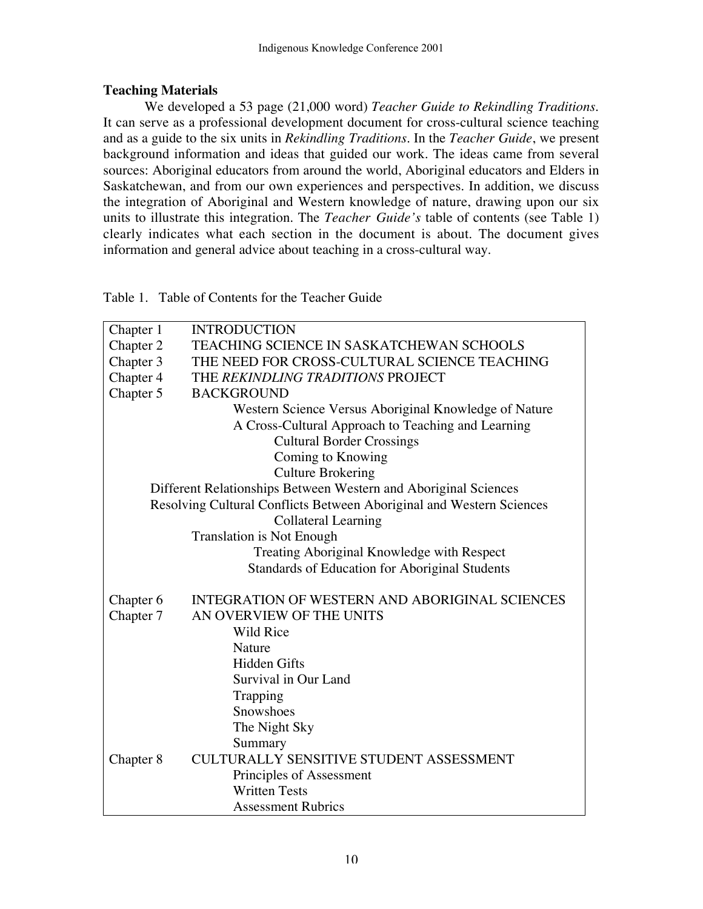### Teaching Materials

We developed a 53 page (21,000 word) *Teacher Guide to Rekindling Traditions*. It can serve as a professional development document for cross-cultural science teaching and as a guide to the six units in *Rekindling Traditions*. In the *Teacher Guide*, we present background information and ideas that guided our work. The ideas came from several sources: Aboriginal educators from around the world, Aboriginal educators and Elders in Saskatchewan, and from our own experiences and perspectives. In addition, we discuss the integration of Aboriginal and Western knowledge of nature, drawing upon our six units to illustrate this integration. The *Teacher Guide's* table of contents (see Table 1) clearly indicates what each section in the document is about. The document gives information and general advice about teaching in a cross-cultural way.

Table 1. Table of Contents for the Teacher Guide

| | |
|---|---|
| Chapter 1 | INTRODUCTION |
| Chapter 2 | TEACHING SCIENCE IN SASKATCHEWAN SCHOOLS |
| Chapter 3 | THE NEED FOR CROSS-CULTURAL SCIENCE TEACHING |
| Chapter 4 | THE *REKINDLING TRADITIONS* PROJECT |
| Chapter 5 | BACKGROUND |
| | Western Science Versus Aboriginal Knowledge of Nature |
| | A Cross-Cultural Approach to Teaching and Learning |
| | Cultural Border Crossings |
| | Coming to Knowing |
| | Culture Brokering |
| | Different Relationships Between Western and Aboriginal Sciences |
| | Resolving Cultural Conflicts Between Aboriginal and Western Sciences |
| | Collateral Learning |
| | Translation is Not Enough |
| | Treating Aboriginal Knowledge with Respect |
| | Standards of Education for Aboriginal Students |
| Chapter 6 | INTEGRATION OF WESTERN AND ABORIGINAL SCIENCES |
| Chapter 7 | AN OVERVIEW OF THE UNITS |
| | Wild Rice |
| | Nature |
| | Hidden Gifts |
| | Survival in Our Land |
| | Trapping |
| | Snowshoes |
| | The Night Sky |
| | Summary |
| Chapter 8 | CULTURALLY SENSITIVE STUDENT ASSESSMENT |
| | Principles of Assessment |
| | Written Tests |
| | Assessment Rubrics |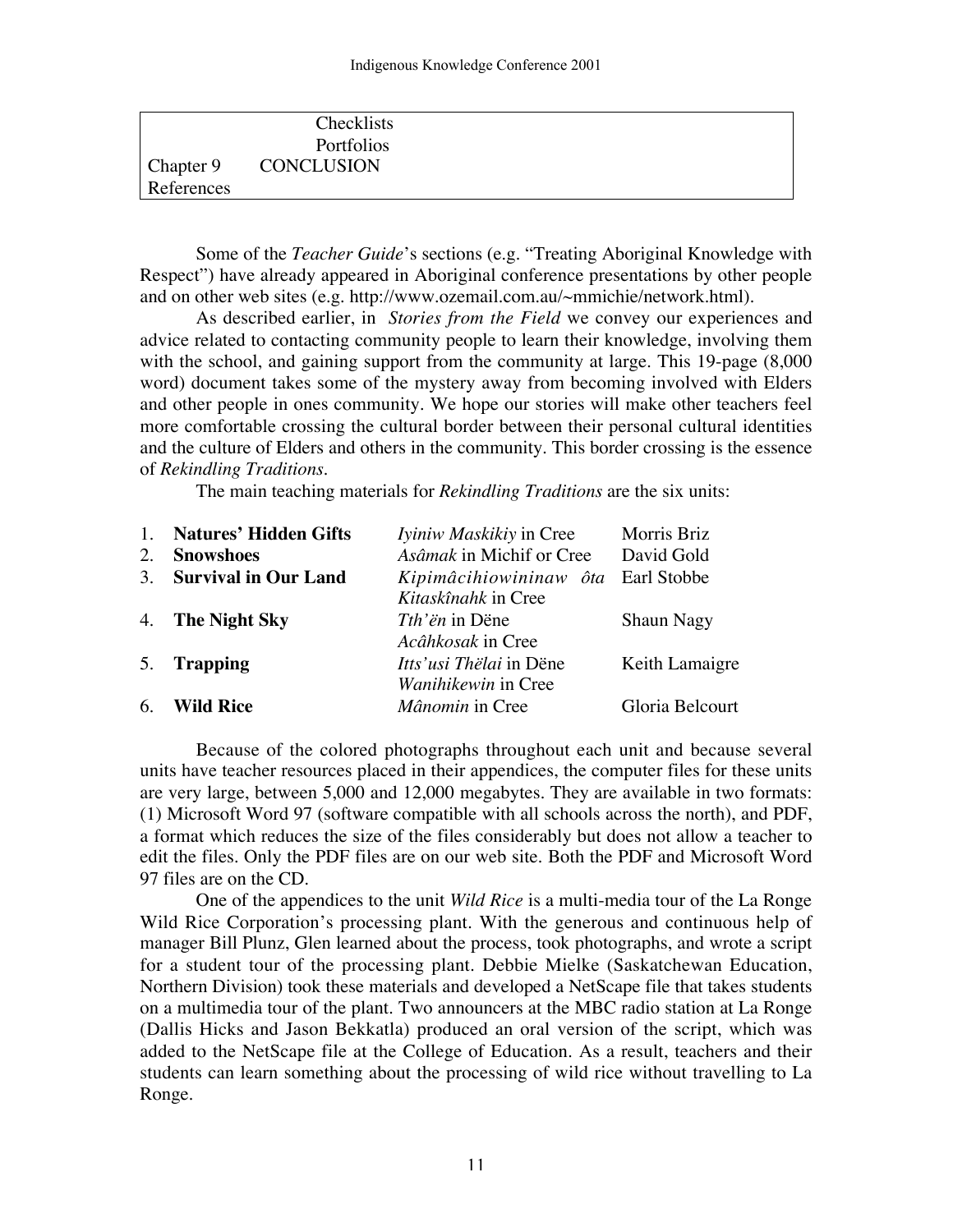| | |
|---|---|
| | Checklists |
| | Portfolios |
| Chapter 9 | CONCLUSION |
| References | |

Some of the *Teacher Guide*'s sections (e.g. "Treating Aboriginal Knowledge with Respect") have already appeared in Aboriginal conference presentations by other people and on other web sites (e.g. http://www.ozemail.com.au/~mmichie/network.html).

As described earlier, in *Stories from the Field* we convey our experiences and advice related to contacting community people to learn their knowledge, involving them with the school, and gaining support from the community at large. This 19-page (8,000 word) document takes some of the mystery away from becoming involved with Elders and other people in ones community. We hope our stories will make other teachers feel more comfortable crossing the cultural border between their personal cultural identities and the culture of Elders and others in the community. This border crossing is the essence of *Rekindling Traditions*.

The main teaching materials for *Rekindling Traditions* are the six units:

| | Unit | Title | Author |
|---|---|---|---|
| 1. | **Natures' Hidden Gifts** | *Iyiniw Maskikiy* in Cree | Morris Briz |
| 2. | **Snowshoes** | *Asâmak* in Michif or Cree | David Gold |
| 3. | **Survival in Our Land** | *Kipimâcihiowininaw ôta Kitaskînahk* in Cree | Earl Stobbe |
| 4. | **The Night Sky** | *Tth'ën* in Dëne<br>*Acâhkosak* in Cree | Shaun Nagy |
| 5. | **Trapping** | *Itts'usi Thëlai* in Dëne<br>*Wanihikewin* in Cree | Keith Lamaigre |
| 6. | **Wild Rice** | *Mânomin* in Cree | Gloria Belcourt |

Because of the colored photographs throughout each unit and because several units have teacher resources placed in their appendices, the computer files for these units are very large, between 5,000 and 12,000 megabytes. They are available in two formats: (1) Microsoft Word 97 (software compatible with all schools across the north), and PDF, a format which reduces the size of the files considerably but does not allow a teacher to edit the files. Only the PDF files are on our web site. Both the PDF and Microsoft Word 97 files are on the CD.

One of the appendices to the unit *Wild Rice* is a multi-media tour of the La Ronge Wild Rice Corporation's processing plant. With the generous and continuous help of manager Bill Plunz, Glen learned about the process, took photographs, and wrote a script for a student tour of the processing plant. Debbie Mielke (Saskatchewan Education, Northern Division) took these materials and developed a NetScape file that takes students on a multimedia tour of the plant. Two announcers at the MBC radio station at La Ronge (Dallis Hicks and Jason Bekkatla) produced an oral version of the script, which was added to the NetScape file at the College of Education. As a result, teachers and their students can learn something about the processing of wild rice without travelling to La Ronge.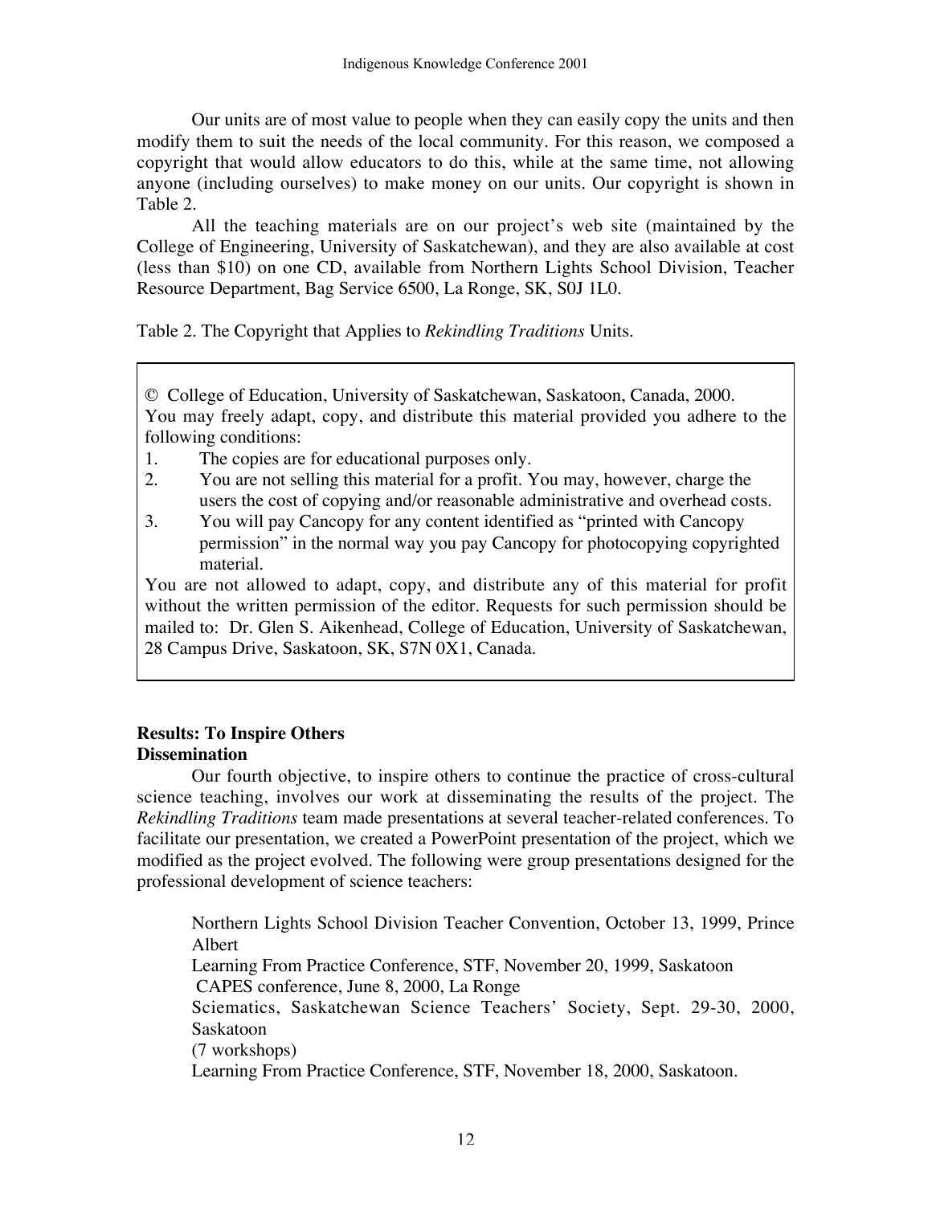Our units are of most value to people when they can easily copy the units and then modify them to suit the needs of the local community. For this reason, we composed a copyright that would allow educators to do this, while at the same time, not allowing anyone (including ourselves) to make money on our units. Our copyright is shown in Table 2.

All the teaching materials are on our project's web site (maintained by the College of Engineering, University of Saskatchewan), and they are also available at cost (less than $10) on one CD, available from Northern Lights School Division, Teacher Resource Department, Bag Service 6500, La Ronge, SK, S0J 1L0.

Table 2. The Copyright that Applies to *Rekindling Traditions* Units.

> © College of Education, University of Saskatchewan, Saskatoon, Canada, 2000.
> You may freely adapt, copy, and distribute this material provided you adhere to the following conditions:
>
> 1. The copies are for educational purposes only.
> 2. You are not selling this material for a profit. You may, however, charge the users the cost of copying and/or reasonable administrative and overhead costs.
> 3. You will pay Cancopy for any content identified as "printed with Cancopy permission" in the normal way you pay Cancopy for photocopying copyrighted material.
>
> You are not allowed to adapt, copy, and distribute any of this material for profit without the written permission of the editor. Requests for such permission should be mailed to: Dr. Glen S. Aikenhead, College of Education, University of Saskatchewan, 28 Campus Drive, Saskatoon, SK, S7N 0X1, Canada.

## Results: To Inspire Others

### Dissemination

Our fourth objective, to inspire others to continue the practice of cross-cultural science teaching, involves our work at disseminating the results of the project. The *Rekindling Traditions* team made presentations at several teacher-related conferences. To facilitate our presentation, we created a PowerPoint presentation of the project, which we modified as the project evolved. The following were group presentations designed for the professional development of science teachers:

Northern Lights School Division Teacher Convention, October 13, 1999, Prince Albert
Learning From Practice Conference, STF, November 20, 1999, Saskatoon
CAPES conference, June 8, 2000, La Ronge
Sciematics, Saskatchewan Science Teachers' Society, Sept. 29-30, 2000, Saskatoon
(7 workshops)
Learning From Practice Conference, STF, November 18, 2000, Saskatoon.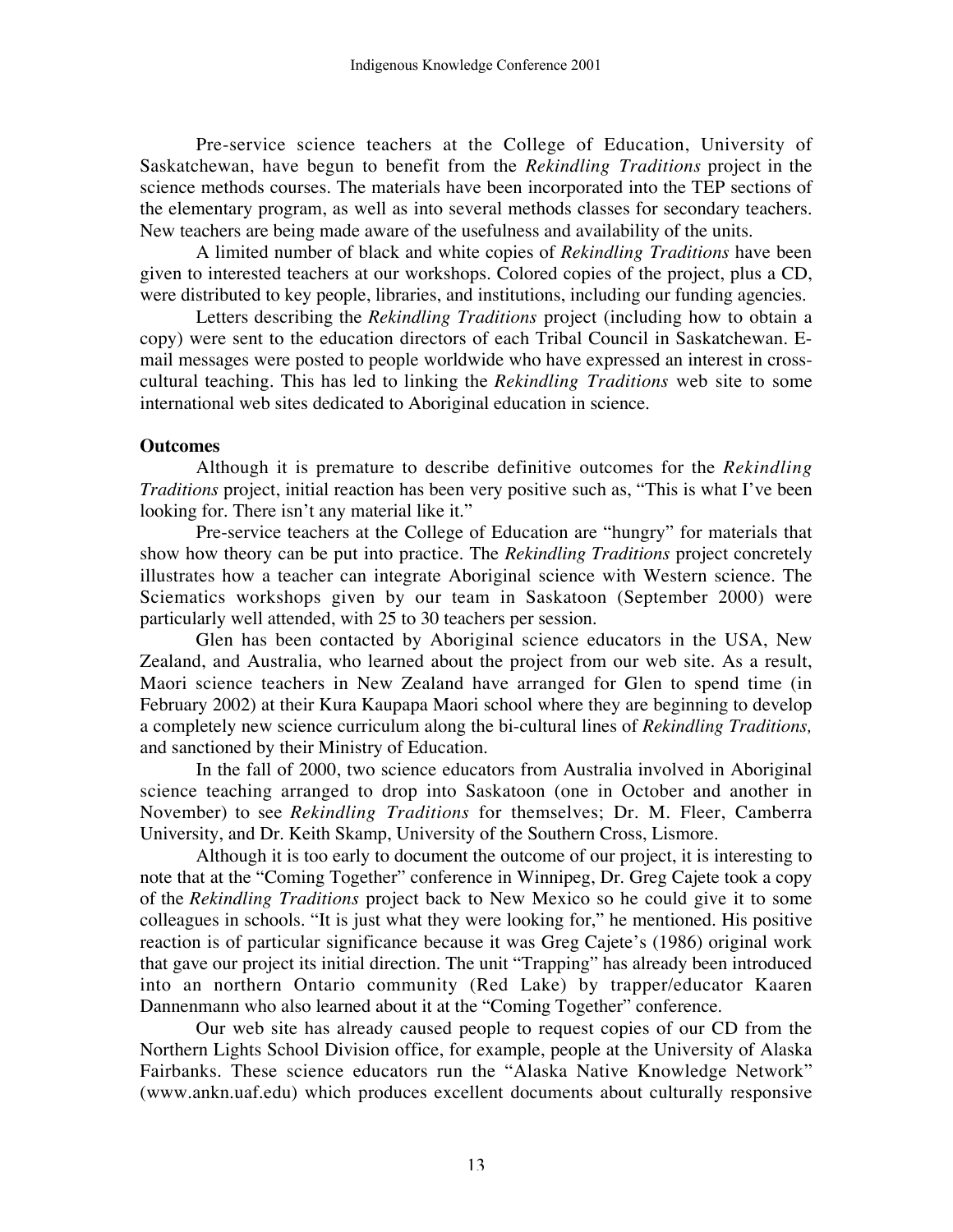Pre-service science teachers at the College of Education, University of Saskatchewan, have begun to benefit from the *Rekindling Traditions* project in the science methods courses. The materials have been incorporated into the TEP sections of the elementary program, as well as into several methods classes for secondary teachers. New teachers are being made aware of the usefulness and availability of the units.

A limited number of black and white copies of *Rekindling Traditions* have been given to interested teachers at our workshops. Colored copies of the project, plus a CD, were distributed to key people, libraries, and institutions, including our funding agencies.

Letters describing the *Rekindling Traditions* project (including how to obtain a copy) were sent to the education directors of each Tribal Council in Saskatchewan. E-mail messages were posted to people worldwide who have expressed an interest in cross-cultural teaching. This has led to linking the *Rekindling Traditions* web site to some international web sites dedicated to Aboriginal education in science.

**Outcomes**

Although it is premature to describe definitive outcomes for the *Rekindling Traditions* project, initial reaction has been very positive such as, "This is what I've been looking for. There isn't any material like it."

Pre-service teachers at the College of Education are "hungry" for materials that show how theory can be put into practice. The *Rekindling Traditions* project concretely illustrates how a teacher can integrate Aboriginal science with Western science. The Sciematics workshops given by our team in Saskatoon (September 2000) were particularly well attended, with 25 to 30 teachers per session.

Glen has been contacted by Aboriginal science educators in the USA, New Zealand, and Australia, who learned about the project from our web site. As a result, Maori science teachers in New Zealand have arranged for Glen to spend time (in February 2002) at their Kura Kaupapa Maori school where they are beginning to develop a completely new science curriculum along the bi-cultural lines of *Rekindling Traditions,* and sanctioned by their Ministry of Education.

In the fall of 2000, two science educators from Australia involved in Aboriginal science teaching arranged to drop into Saskatoon (one in October and another in November) to see *Rekindling Traditions* for themselves; Dr. M. Fleer, Camberra University, and Dr. Keith Skamp, University of the Southern Cross, Lismore.

Although it is too early to document the outcome of our project, it is interesting to note that at the "Coming Together" conference in Winnipeg, Dr. Greg Cajete took a copy of the *Rekindling Traditions* project back to New Mexico so he could give it to some colleagues in schools. "It is just what they were looking for," he mentioned. His positive reaction is of particular significance because it was Greg Cajete's (1986) original work that gave our project its initial direction. The unit "Trapping" has already been introduced into an northern Ontario community (Red Lake) by trapper/educator Kaaren Dannenmann who also learned about it at the "Coming Together" conference.

Our web site has already caused people to request copies of our CD from the Northern Lights School Division office, for example, people at the University of Alaska Fairbanks. These science educators run the "Alaska Native Knowledge Network" (www.ankn.uaf.edu) which produces excellent documents about culturally responsive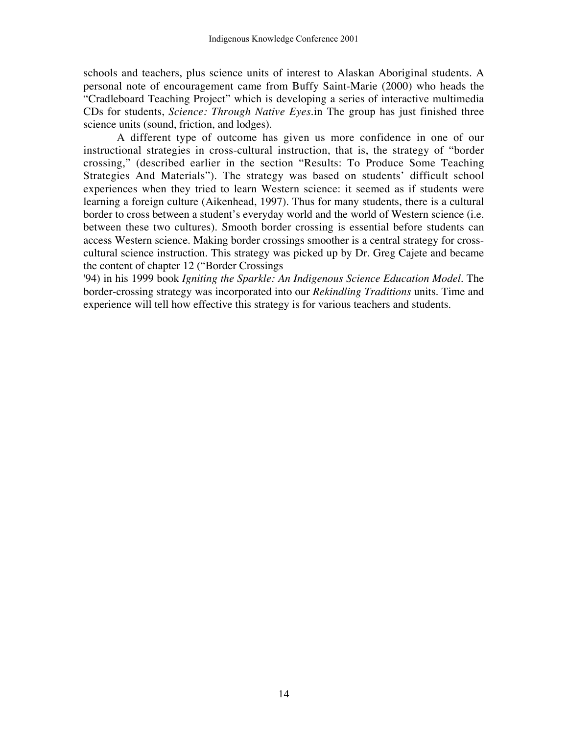schools and teachers, plus science units of interest to Alaskan Aboriginal students. A personal note of encouragement came from Buffy Saint-Marie (2000) who heads the "Cradleboard Teaching Project" which is developing a series of interactive multimedia CDs for students, *Science: Through Native Eyes*.in The group has just finished three science units (sound, friction, and lodges).

A different type of outcome has given us more confidence in one of our instructional strategies in cross-cultural instruction, that is, the strategy of "border crossing," (described earlier in the section "Results: To Produce Some Teaching Strategies And Materials"). The strategy was based on students' difficult school experiences when they tried to learn Western science: it seemed as if students were learning a foreign culture (Aikenhead, 1997). Thus for many students, there is a cultural border to cross between a student's everyday world and the world of Western science (i.e. between these two cultures). Smooth border crossing is essential before students can access Western science. Making border crossings smoother is a central strategy for cross-cultural science instruction. This strategy was picked up by Dr. Greg Cajete and became the content of chapter 12 ("Border Crossings
'94) in his 1999 book *Igniting the Sparkle: An Indigenous Science Education Model*. The border-crossing strategy was incorporated into our *Rekindling Traditions* units. Time and experience will tell how effective this strategy is for various teachers and students.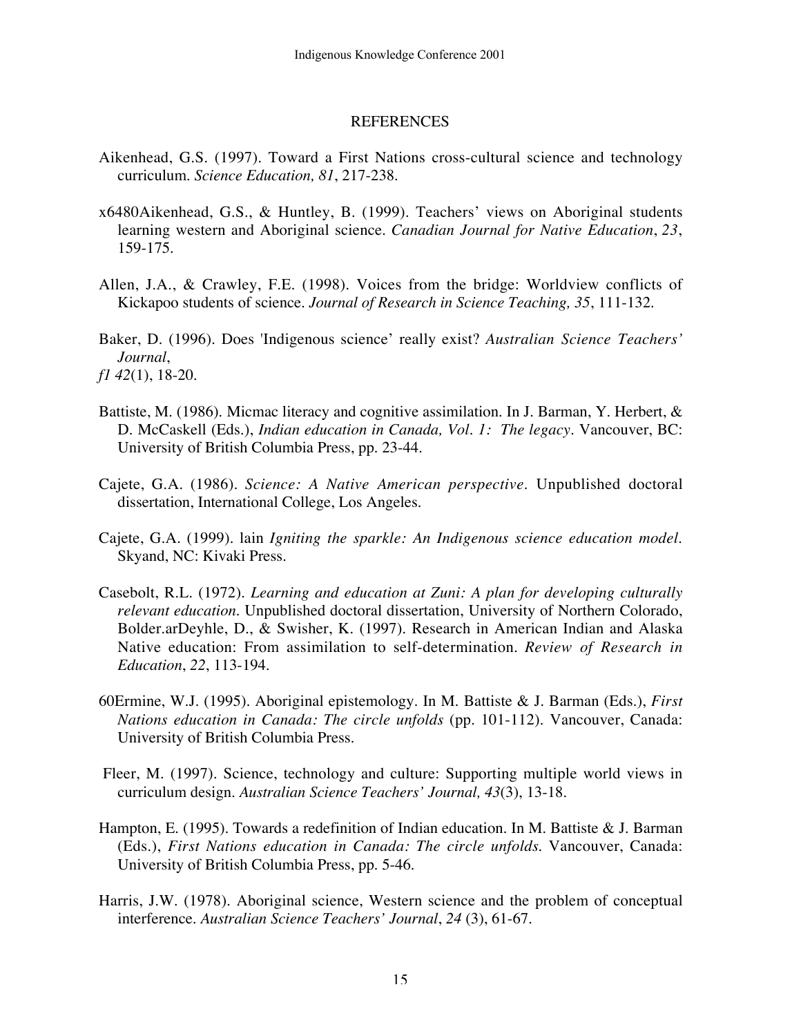# REFERENCES

Aikenhead, G.S. (1997). Toward a First Nations cross-cultural science and technology curriculum. *Science Education, 81*, 217-238.

x6480Aikenhead, G.S., & Huntley, B. (1999). Teachers' views on Aboriginal students learning western and Aboriginal science. *Canadian Journal for Native Education*, *23*, 159-175.

Allen, J.A., & Crawley, F.E. (1998). Voices from the bridge: Worldview conflicts of Kickapoo students of science. *Journal of Research in Science Teaching, 35*, 111-132.

Baker, D. (1996). Does 'Indigenous science' really exist? *Australian Science Teachers' Journal*,
*f1 42*(1), 18-20.

Battiste, M. (1986). Micmac literacy and cognitive assimilation. In J. Barman, Y. Herbert, & D. McCaskell (Eds.), *Indian education in Canada, Vol. 1: The legacy*. Vancouver, BC: University of British Columbia Press, pp. 23-44.

Cajete, G.A. (1986). *Science: A Native American perspective*. Unpublished doctoral dissertation, International College, Los Angeles.

Cajete, G.A. (1999). lain *Igniting the sparkle: An Indigenous science education model*. Skyand, NC: Kivaki Press.

Casebolt, R.L. (1972). *Learning and education at Zuni: A plan for developing culturally relevant education*. Unpublished doctoral dissertation, University of Northern Colorado, Bolder.arDeyhle, D., & Swisher, K. (1997). Research in American Indian and Alaska Native education: From assimilation to self-determination. *Review of Research in Education*, *22*, 113-194.

60Ermine, W.J. (1995). Aboriginal epistemology. In M. Battiste & J. Barman (Eds.), *First Nations education in Canada: The circle unfolds* (pp. 101-112). Vancouver, Canada: University of British Columbia Press.

Fleer, M. (1997). Science, technology and culture: Supporting multiple world views in curriculum design. *Australian Science Teachers' Journal, 43*(3), 13-18.

Hampton, E. (1995). Towards a redefinition of Indian education. In M. Battiste & J. Barman (Eds.), *First Nations education in Canada: The circle unfolds.* Vancouver, Canada: University of British Columbia Press, pp. 5-46.

Harris, J.W. (1978). Aboriginal science, Western science and the problem of conceptual interference. *Australian Science Teachers' Journal*, *24* (3), 61-67.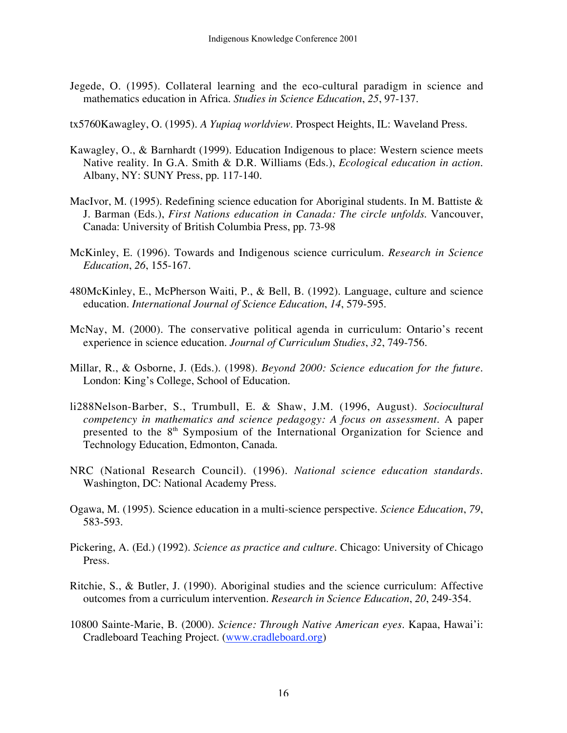Jegede, O. (1995). Collateral learning and the eco-cultural paradigm in science and mathematics education in Africa. *Studies in Science Education*, *25*, 97-137.

tx5760Kawagley, O. (1995). *A Yupiaq worldview*. Prospect Heights, IL: Waveland Press.

Kawagley, O., & Barnhardt (1999). Education Indigenous to place: Western science meets Native reality. In G.A. Smith & D.R. Williams (Eds.), *Ecological education in action*. Albany, NY: SUNY Press, pp. 117-140.

MacIvor, M. (1995). Redefining science education for Aboriginal students. In M. Battiste & J. Barman (Eds.), *First Nations education in Canada: The circle unfolds.* Vancouver, Canada: University of British Columbia Press, pp. 73-98

McKinley, E. (1996). Towards and Indigenous science curriculum. *Research in Science Education*, *26*, 155-167.

480McKinley, E., McPherson Waiti, P., & Bell, B. (1992). Language, culture and science education. *International Journal of Science Education*, *14*, 579-595.

McNay, M. (2000). The conservative political agenda in curriculum: Ontario's recent experience in science education. *Journal of Curriculum Studies*, *32*, 749-756.

Millar, R., & Osborne, J. (Eds.). (1998). *Beyond 2000: Science education for the future*. London: King's College, School of Education.

li288Nelson-Barber, S., Trumbull, E. & Shaw, J.M. (1996, August). *Sociocultural competency in mathematics and science pedagogy: A focus on assessment*. A paper presented to the 8th Symposium of the International Organization for Science and Technology Education, Edmonton, Canada.

NRC (National Research Council). (1996). *National science education standards*. Washington, DC: National Academy Press.

Ogawa, M. (1995). Science education in a multi-science perspective. *Science Education*, *79*, 583-593.

Pickering, A. (Ed.) (1992). *Science as practice and culture*. Chicago: University of Chicago Press.

Ritchie, S., & Butler, J. (1990). Aboriginal studies and the science curriculum: Affective outcomes from a curriculum intervention. *Research in Science Education*, *20*, 249-354.

10800 Sainte-Marie, B. (2000). *Science: Through Native American eyes*. Kapaa, Hawai'i: Cradleboard Teaching Project. (www.cradleboard.org)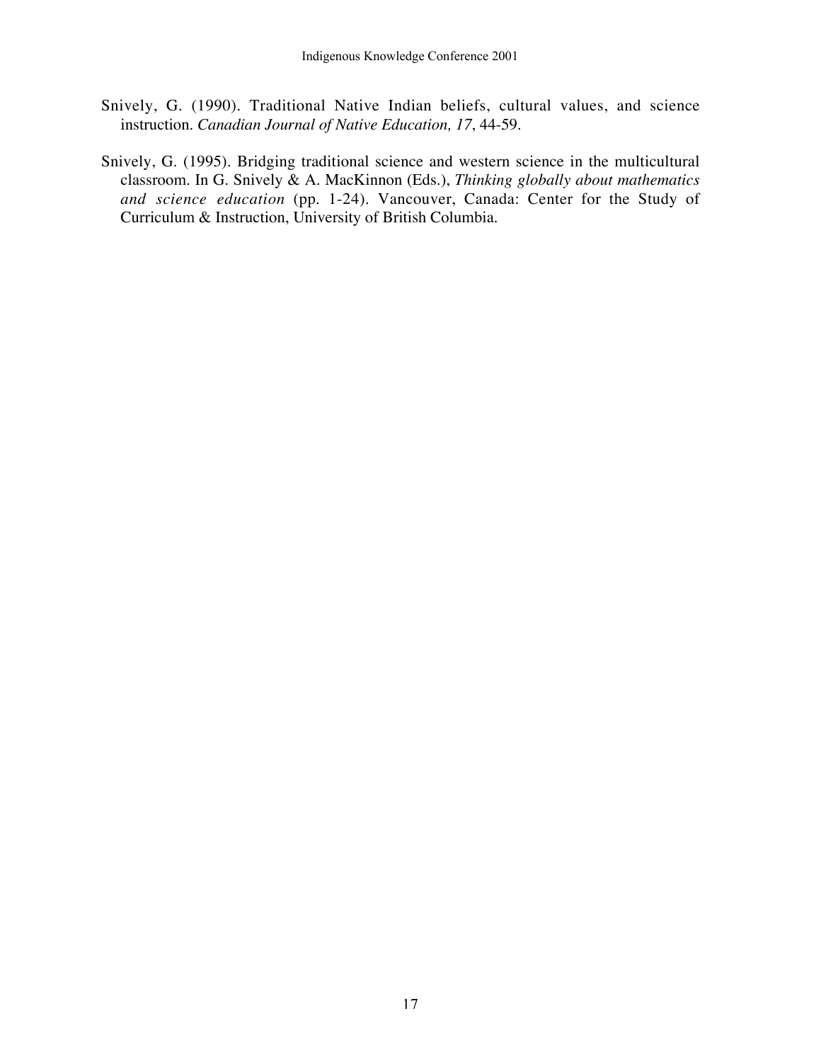Snively, G. (1990). Traditional Native Indian beliefs, cultural values, and science instruction. *Canadian Journal of Native Education, 17*, 44-59.

Snively, G. (1995). Bridging traditional science and western science in the multicultural classroom. In G. Snively & A. MacKinnon (Eds.), *Thinking globally about mathematics and science education* (pp. 1-24). Vancouver, Canada: Center for the Study of Curriculum & Instruction, University of British Columbia.